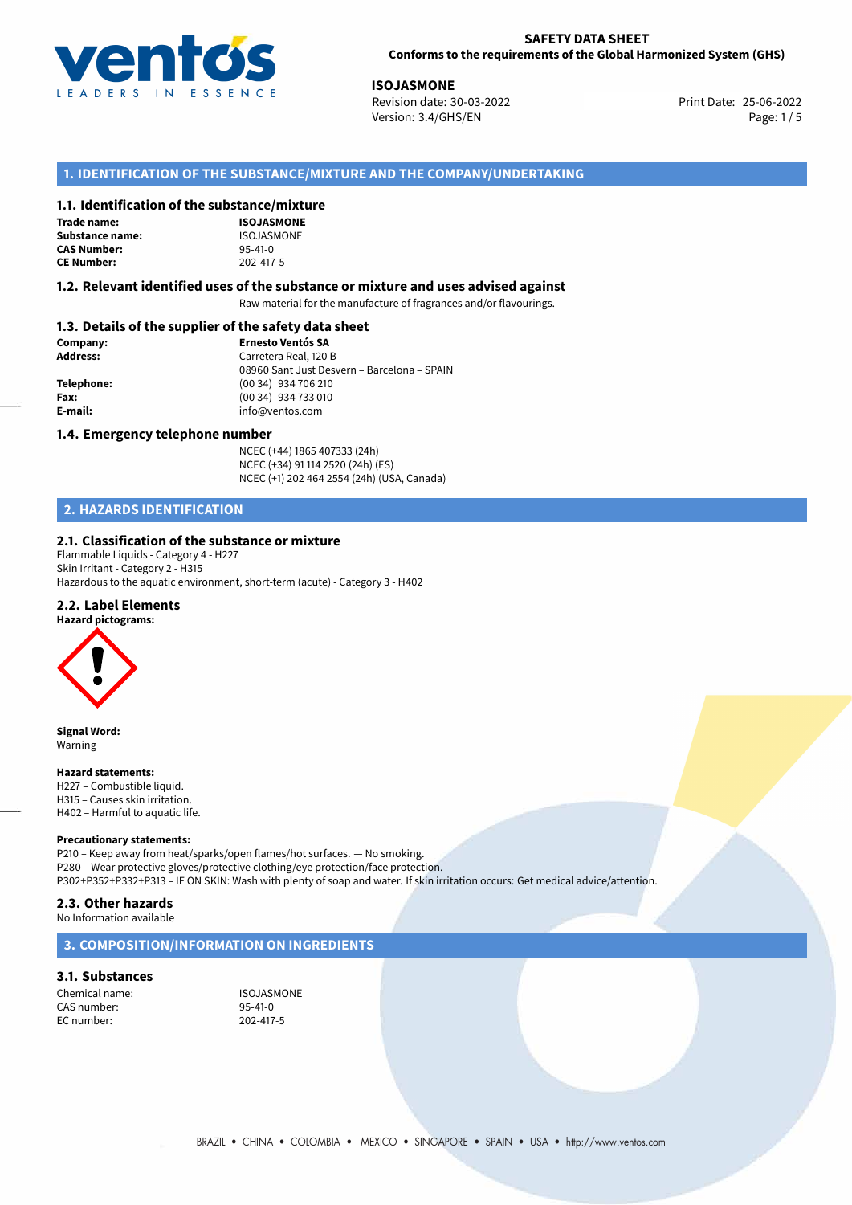**SAFETY DATA SHEET**
**Conforms to the requirements of the Global Harmonized System (GHS)**

**ISOJASMONE**
Revision date: 30-03-2022
Version: 3.4/GHS/EN
Print Date: 25-06-2022

## 1. IDENTIFICATION OF THE SUBSTANCE/MIXTURE AND THE COMPANY/UNDERTAKING

### 1.1. Identification of the substance/mixture

**Trade name:** **ISOJASMONE**
**Substance name:** ISOJASMONE
**CAS Number:** 95-41-0
**CE Number:** 202-417-5

### 1.2. Relevant identified uses of the substance or mixture and uses advised against

Raw material for the manufacture of fragrances and/or flavourings.

### 1.3. Details of the supplier of the safety data sheet

**Company:** **Ernesto Ventós SA**
**Address:** Carretera Real, 120 B
08960 Sant Just Desvern – Barcelona – SPAIN
**Telephone:** (00 34) 934 706 210
**Fax:** (00 34) 934 733 010
**E-mail:** info@ventos.com

### 1.4. Emergency telephone number

NCEC (+44) 1865 407333 (24h)
NCEC (+34) 91 114 2520 (24h) (ES)
NCEC (+1) 202 464 2554 (24h) (USA, Canada)

## 2. HAZARDS IDENTIFICATION

### 2.1. Classification of the substance or mixture

Flammable Liquids - Category 4 - H227
Skin Irritant - Category 2 - H315
Hazardous to the aquatic environment, short-term (acute) - Category 3 - H402

### 2.2. Label Elements

**Hazard pictograms:**

**Signal Word:**
Warning

**Hazard statements:**
H227 – Combustible liquid.
H315 – Causes skin irritation.
H402 – Harmful to aquatic life.

**Precautionary statements:**
P210 – Keep away from heat/sparks/open flames/hot surfaces. — No smoking.
P280 – Wear protective gloves/protective clothing/eye protection/face protection.
P302+P352+P332+P313 – IF ON SKIN: Wash with plenty of soap and water. If skin irritation occurs: Get medical advice/attention.

### 2.3. Other hazards

No Information available

## 3. COMPOSITION/INFORMATION ON INGREDIENTS

### 3.1. Substances

Chemical name: ISOJASMONE
CAS number: 95-41-0
EC number: 202-417-5

BRAZIL • CHINA • COLOMBIA • MEXICO • SINGAPORE • SPAIN • USA • http://www.ventos.com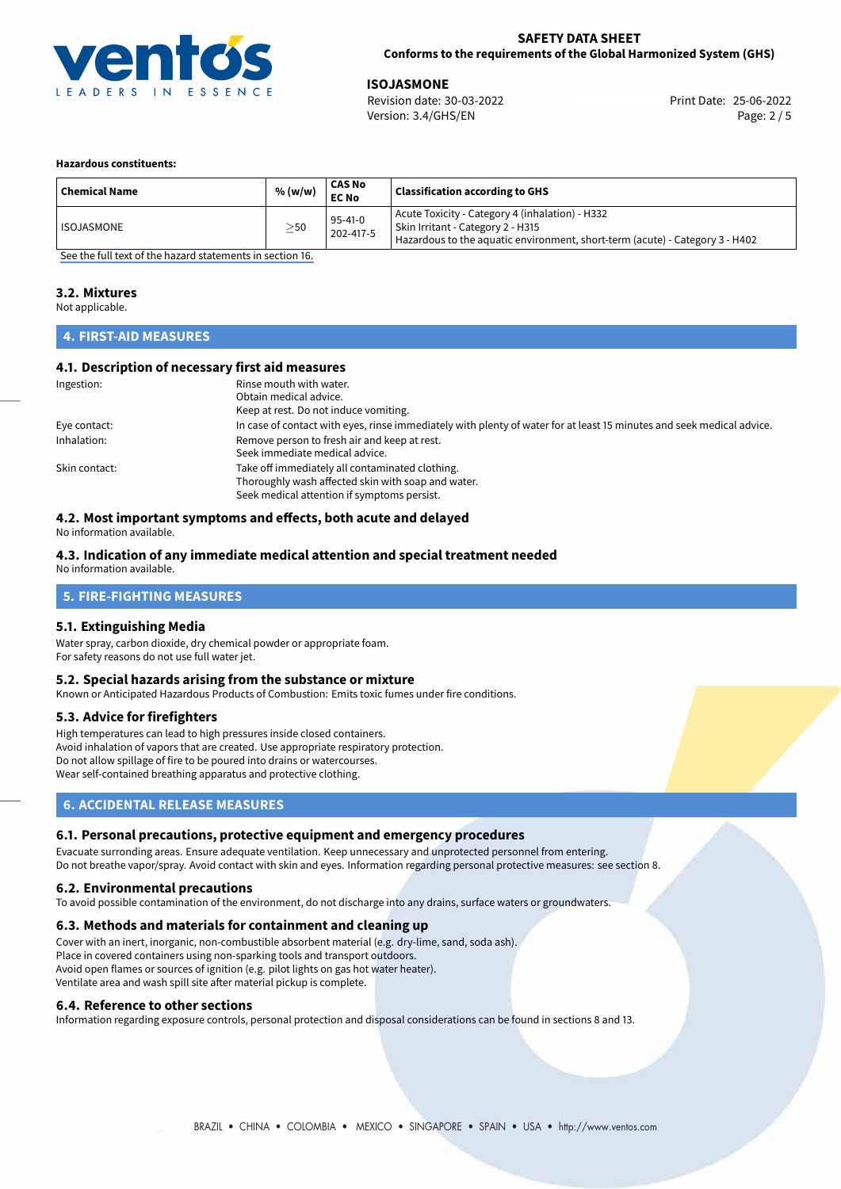**Hazardous constituents:**

| Chemical Name | % (w/w) | CAS No<br>EC No | Classification according to GHS |
|---|---|---|---|
| ISOJASMONE | ≥50 | 95-41-0<br>202-417-5 | Acute Toxicity - Category 4 (inhalation) - H332<br>Skin Irritant - Category 2 - H315<br>Hazardous to the aquatic environment, short-term (acute) - Category 3 - H402 |

See the full text of the hazard statements in section 16.

### 3.2. Mixtures

Not applicable.

## 4. FIRST-AID MEASURES

### 4.1. Description of necessary first aid measures

Ingestion: Rinse mouth with water.
Obtain medical advice.
Keep at rest. Do not induce vomiting.

Eye contact: In case of contact with eyes, rinse immediately with plenty of water for at least 15 minutes and seek medical advice.

Inhalation: Remove person to fresh air and keep at rest.
Seek immediate medical advice.

Skin contact: Take off immediately all contaminated clothing.
Thoroughly wash affected skin with soap and water.
Seek medical attention if symptoms persist.

### 4.2. Most important symptoms and effects, both acute and delayed

No information available.

### 4.3. Indication of any immediate medical attention and special treatment needed

No information available.

## 5. FIRE-FIGHTING MEASURES

### 5.1. Extinguishing Media

Water spray, carbon dioxide, dry chemical powder or appropriate foam.
For safety reasons do not use full water jet.

### 5.2. Special hazards arising from the substance or mixture

Known or Anticipated Hazardous Products of Combustion: Emits toxic fumes under fire conditions.

### 5.3. Advice for firefighters

High temperatures can lead to high pressures inside closed containers.
Avoid inhalation of vapors that are created. Use appropriate respiratory protection.
Do not allow spillage of fire to be poured into drains or watercourses.
Wear self-contained breathing apparatus and protective clothing.

## 6. ACCIDENTAL RELEASE MEASURES

### 6.1. Personal precautions, protective equipment and emergency procedures

Evacuate surronding areas. Ensure adequate ventilation. Keep unnecessary and unprotected personnel from entering.
Do not breathe vapor/spray. Avoid contact with skin and eyes. Information regarding personal protective measures: see section 8.

### 6.2. Environmental precautions

To avoid possible contamination of the environment, do not discharge into any drains, surface waters or groundwaters.

### 6.3. Methods and materials for containment and cleaning up

Cover with an inert, inorganic, non-combustible absorbent material (e.g. dry-lime, sand, soda ash).
Place in covered containers using non-sparking tools and transport outdoors.
Avoid open flames or sources of ignition (e.g. pilot lights on gas hot water heater).
Ventilate area and wash spill site after material pickup is complete.

### 6.4. Reference to other sections

Information regarding exposure controls, personal protection and disposal considerations can be found in sections 8 and 13.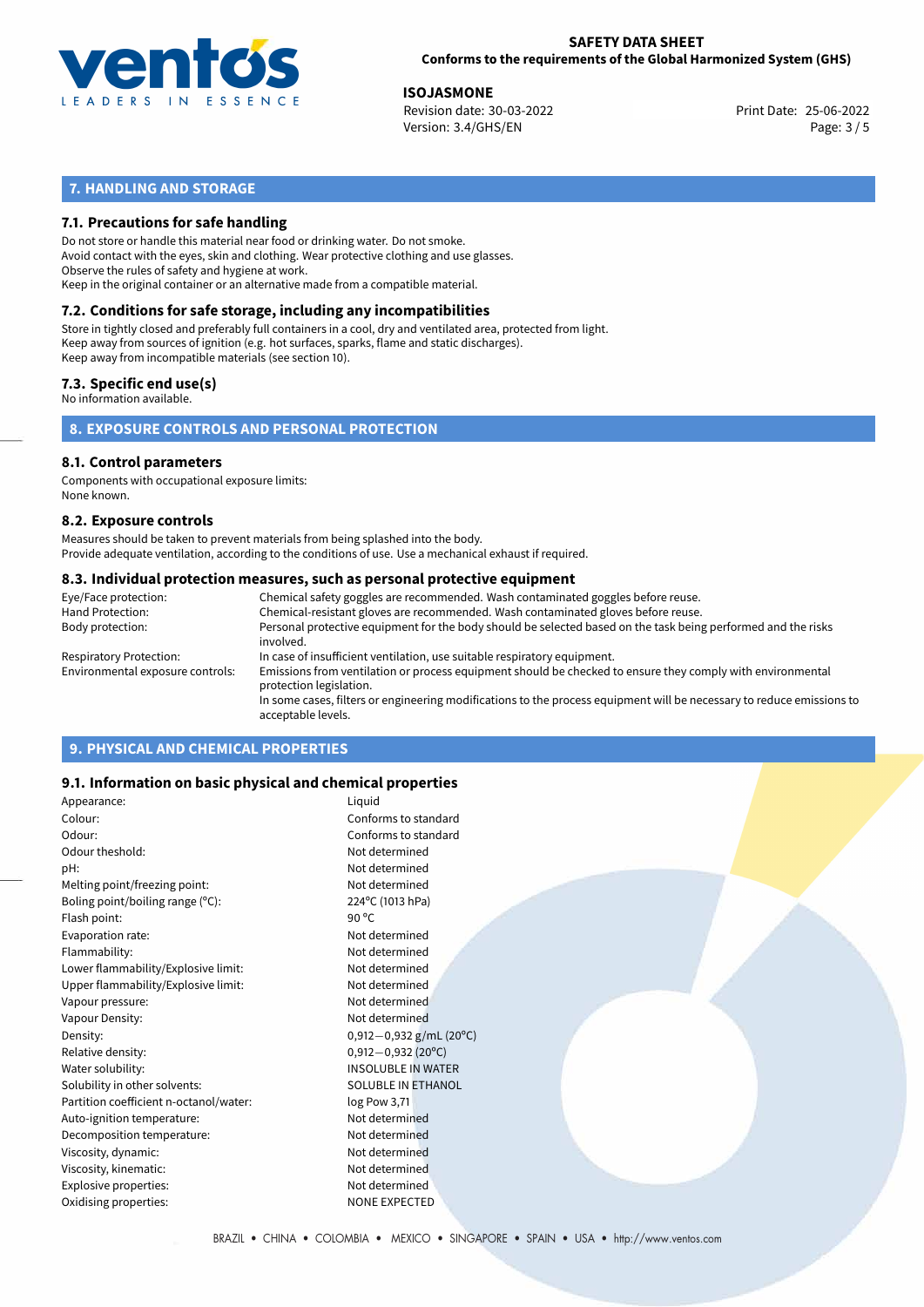## 7. HANDLING AND STORAGE

### 7.1. Precautions for safe handling

Do not store or handle this material near food or drinking water. Do not smoke.
Avoid contact with the eyes, skin and clothing. Wear protective clothing and use glasses.
Observe the rules of safety and hygiene at work.
Keep in the original container or an alternative made from a compatible material.

### 7.2. Conditions for safe storage, including any incompatibilities

Store in tightly closed and preferably full containers in a cool, dry and ventilated area, protected from light.
Keep away from sources of ignition (e.g. hot surfaces, sparks, flame and static discharges).
Keep away from incompatible materials (see section 10).

### 7.3. Specific end use(s)

No information available.

## 8. EXPOSURE CONTROLS AND PERSONAL PROTECTION

### 8.1. Control parameters

Components with occupational exposure limits:
None known.

### 8.2. Exposure controls

Measures should be taken to prevent materials from being splashed into the body.
Provide adequate ventilation, according to the conditions of use. Use a mechanical exhaust if required.

### 8.3. Individual protection measures, such as personal protective equipment

| | |
|---|---|
| Eye/Face protection: | Chemical safety goggles are recommended. Wash contaminated goggles before reuse. |
| Hand Protection: | Chemical-resistant gloves are recommended. Wash contaminated gloves before reuse. |
| Body protection: | Personal protective equipment for the body should be selected based on the task being performed and the risks involved. |
| Respiratory Protection: | In case of insufficient ventilation, use suitable respiratory equipment. |
| Environmental exposure controls: | Emissions from ventilation or process equipment should be checked to ensure they comply with environmental protection legislation. In some cases, filters or engineering modifications to the process equipment will be necessary to reduce emissions to acceptable levels. |

## 9. PHYSICAL AND CHEMICAL PROPERTIES

### 9.1. Information on basic physical and chemical properties

| | |
|---|---|
| Appearance: | Liquid |
| Colour: | Conforms to standard |
| Odour: | Conforms to standard |
| Odour theshold: | Not determined |
| pH: | Not determined |
| Melting point/freezing point: | Not determined |
| Boling point/boiling range (°C): | 224°C (1013 hPa) |
| Flash point: | 90 °C |
| Evaporation rate: | Not determined |
| Flammability: | Not determined |
| Lower flammability/Explosive limit: | Not determined |
| Upper flammability/Explosive limit: | Not determined |
| Vapour pressure: | Not determined |
| Vapour Density: | Not determined |
| Density: | 0,912−0,932 g/mL (20°C) |
| Relative density: | 0,912−0,932 (20°C) |
| Water solubility: | INSOLUBLE IN WATER |
| Solubility in other solvents: | SOLUBLE IN ETHANOL |
| Partition coefficient n-octanol/water: | log Pow 3,71 |
| Auto-ignition temperature: | Not determined |
| Decomposition temperature: | Not determined |
| Viscosity, dynamic: | Not determined |
| Viscosity, kinematic: | Not determined |
| Explosive properties: | Not determined |
| Oxidising properties: | NONE EXPECTED |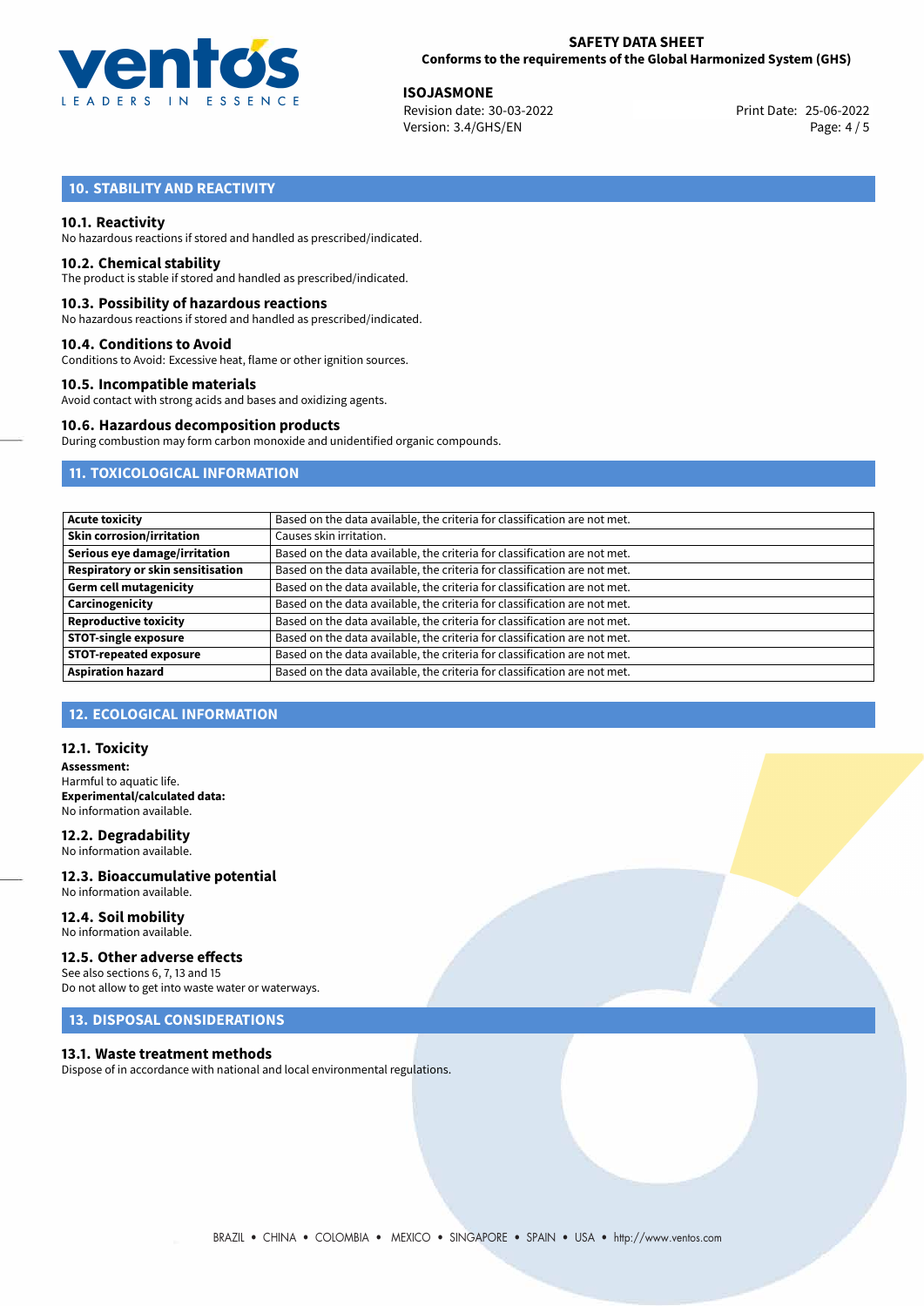## 10. STABILITY AND REACTIVITY

### 10.1. Reactivity

No hazardous reactions if stored and handled as prescribed/indicated.

### 10.2. Chemical stability

The product is stable if stored and handled as prescribed/indicated.

### 10.3. Possibility of hazardous reactions

No hazardous reactions if stored and handled as prescribed/indicated.

### 10.4. Conditions to Avoid

Conditions to Avoid: Excessive heat, flame or other ignition sources.

### 10.5. Incompatible materials

Avoid contact with strong acids and bases and oxidizing agents.

### 10.6. Hazardous decomposition products

During combustion may form carbon monoxide and unidentified organic compounds.

## 11. TOXICOLOGICAL INFORMATION

| | |
|---|---|
| **Acute toxicity** | Based on the data available, the criteria for classification are not met. |
| **Skin corrosion/irritation** | Causes skin irritation. |
| **Serious eye damage/irritation** | Based on the data available, the criteria for classification are not met. |
| **Respiratory or skin sensitisation** | Based on the data available, the criteria for classification are not met. |
| **Germ cell mutagenicity** | Based on the data available, the criteria for classification are not met. |
| **Carcinogenicity** | Based on the data available, the criteria for classification are not met. |
| **Reproductive toxicity** | Based on the data available, the criteria for classification are not met. |
| **STOT-single exposure** | Based on the data available, the criteria for classification are not met. |
| **STOT-repeated exposure** | Based on the data available, the criteria for classification are not met. |
| **Aspiration hazard** | Based on the data available, the criteria for classification are not met. |

## 12. ECOLOGICAL INFORMATION

### 12.1. Toxicity

**Assessment:**
Harmful to aquatic life.
**Experimental/calculated data:**
No information available.

### 12.2. Degradability

No information available.

### 12.3. Bioaccumulative potential

No information available.

### 12.4. Soil mobility

No information available.

### 12.5. Other adverse effects

See also sections 6, 7, 13 and 15
Do not allow to get into waste water or waterways.

## 13. DISPOSAL CONSIDERATIONS

### 13.1. Waste treatment methods

Dispose of in accordance with national and local environmental regulations.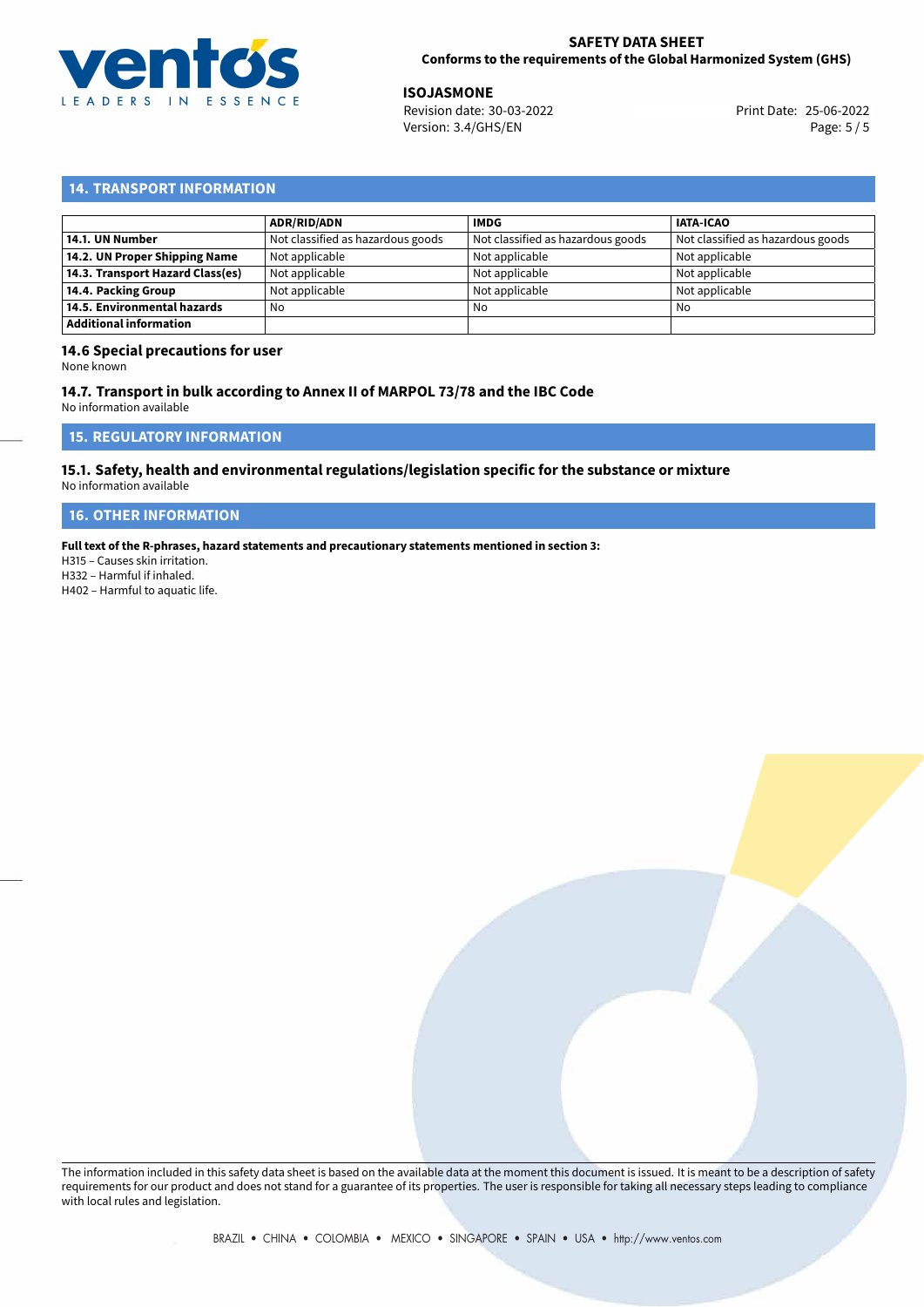## 14. TRANSPORT INFORMATION

| | ADR/RID/ADN | IMDG | IATA-ICAO |
|---|---|---|---|
| **14.1. UN Number** | Not classified as hazardous goods | Not classified as hazardous goods | Not classified as hazardous goods |
| **14.2. UN Proper Shipping Name** | Not applicable | Not applicable | Not applicable |
| **14.3. Transport Hazard Class(es)** | Not applicable | Not applicable | Not applicable |
| **14.4. Packing Group** | Not applicable | Not applicable | Not applicable |
| **14.5. Environmental hazards** | No | No | No |
| **Additional information** | | | |

### 14.6 Special precautions for user

None known

### 14.7. Transport in bulk according to Annex II of MARPOL 73/78 and the IBC Code

No information available

## 15. REGULATORY INFORMATION

### 15.1. Safety, health and environmental regulations/legislation specific for the substance or mixture

No information available

## 16. OTHER INFORMATION

**Full text of the R-phrases, hazard statements and precautionary statements mentioned in section 3:**

H315 – Causes skin irritation.
H332 – Harmful if inhaled.
H402 – Harmful to aquatic life.

The information included in this safety data sheet is based on the available data at the moment this document is issued. It is meant to be a description of safety requirements for our product and does not stand for a guarantee of its properties. The user is responsible for taking all necessary steps leading to compliance with local rules and legislation.

BRAZIL • CHINA • COLOMBIA • MEXICO • SINGAPORE • SPAIN • USA • http://www.ventos.com